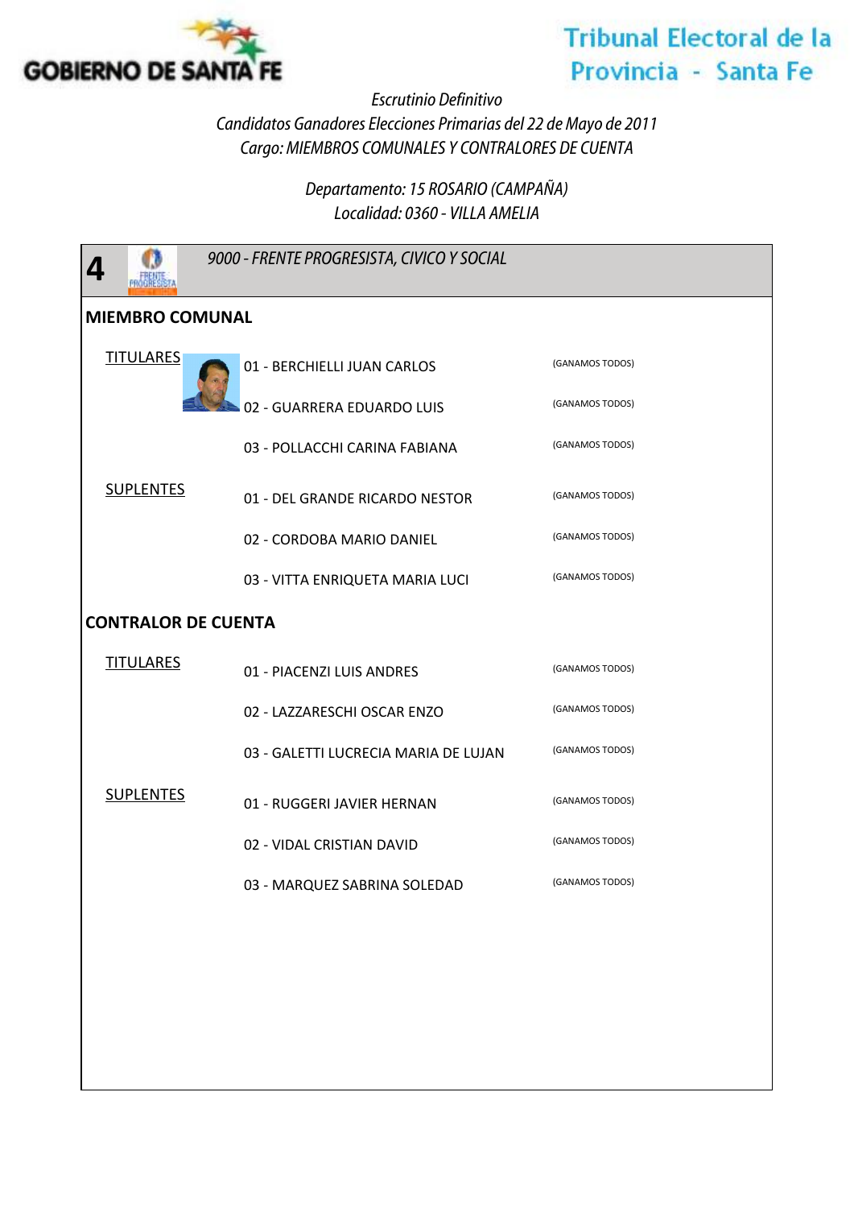GOBIERNO DE SANTA FE

Tribunal Electoral de la Provincia - Santa Fe

*Escrutinio Definitivo*

*Candidatos Ganadores Elecciones Primarias del 22 de Mayo de 2011*

*Cargo: MIEMBROS COMUNALES Y CONTRALORES DE CUENTA*

*Departamento: 15 ROSARIO (CAMPAÑA)*

*Localidad: 0360 - VILLA AMELIA*

## 4 — *9000 - FRENTE PROGRESISTA, CIVICO Y SOCIAL*

### MIEMBRO COMUNAL

**TITULARES**

| Candidato | Lista |
|---|---|
| 01 - BERCHIELLI JUAN CARLOS | (GANAMOS TODOS) |
| 02 - GUARRERA EDUARDO LUIS | (GANAMOS TODOS) |
| 03 - POLLACCHI CARINA FABIANA | (GANAMOS TODOS) |

**SUPLENTES**

| Candidato | Lista |
|---|---|
| 01 - DEL GRANDE RICARDO NESTOR | (GANAMOS TODOS) |
| 02 - CORDOBA MARIO DANIEL | (GANAMOS TODOS) |
| 03 - VITTA ENRIQUETA MARIA LUCI | (GANAMOS TODOS) |

### CONTRALOR DE CUENTA

**TITULARES**

| Candidato | Lista |
|---|---|
| 01 - PIACENZI LUIS ANDRES | (GANAMOS TODOS) |
| 02 - LAZZARESCHI OSCAR ENZO | (GANAMOS TODOS) |
| 03 - GALETTI LUCRECIA MARIA DE LUJAN | (GANAMOS TODOS) |

**SUPLENTES**

| Candidato | Lista |
|---|---|
| 01 - RUGGERI JAVIER HERNAN | (GANAMOS TODOS) |
| 02 - VIDAL CRISTIAN DAVID | (GANAMOS TODOS) |
| 03 - MARQUEZ SABRINA SOLEDAD | (GANAMOS TODOS) |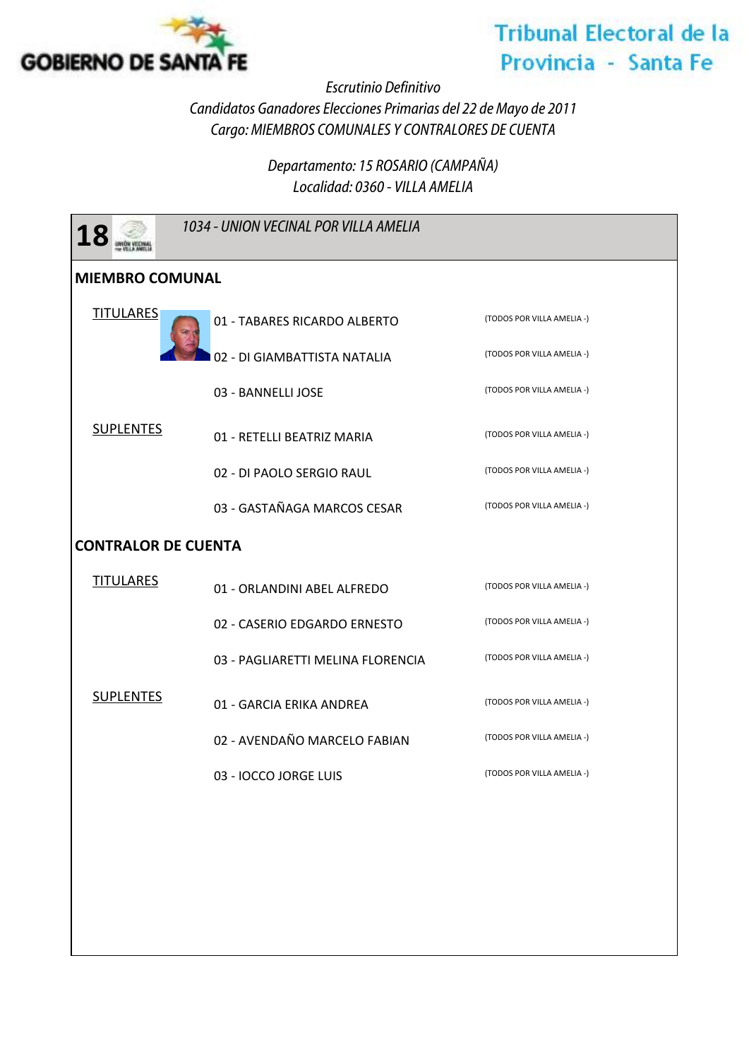GOBIERNO DE SANTA FE

Tribunal Electoral de la Provincia - Santa Fe

*Escrutinio Definitivo*

*Candidatos Ganadores Elecciones Primarias del 22 de Mayo de 2011*

*Cargo: MIEMBROS COMUNALES Y CONTRALORES DE CUENTA*

*Departamento: 15 ROSARIO (CAMPAÑA)*

*Localidad: 0360 - VILLA AMELIA*

## 18 *1034 - UNION VECINAL POR VILLA AMELIA*

### MIEMBRO COMUNAL

| | | |
|---|---|---|
| TITULARES | 01 - TABARES RICARDO ALBERTO | (TODOS POR VILLA AMELIA -) |
| | 02 - DI GIAMBATTISTA NATALIA | (TODOS POR VILLA AMELIA -) |
| | 03 - BANNELLI JOSE | (TODOS POR VILLA AMELIA -) |
| SUPLENTES | 01 - RETELLI BEATRIZ MARIA | (TODOS POR VILLA AMELIA -) |
| | 02 - DI PAOLO SERGIO RAUL | (TODOS POR VILLA AMELIA -) |
| | 03 - GASTAÑAGA MARCOS CESAR | (TODOS POR VILLA AMELIA -) |

### CONTRALOR DE CUENTA

| | | |
|---|---|---|
| TITULARES | 01 - ORLANDINI ABEL ALFREDO | (TODOS POR VILLA AMELIA -) |
| | 02 - CASERIO EDGARDO ERNESTO | (TODOS POR VILLA AMELIA -) |
| | 03 - PAGLIARETTI MELINA FLORENCIA | (TODOS POR VILLA AMELIA -) |
| SUPLENTES | 01 - GARCIA ERIKA ANDREA | (TODOS POR VILLA AMELIA -) |
| | 02 - AVENDAÑO MARCELO FABIAN | (TODOS POR VILLA AMELIA -) |
| | 03 - IOCCO JORGE LUIS | (TODOS POR VILLA AMELIA -) |